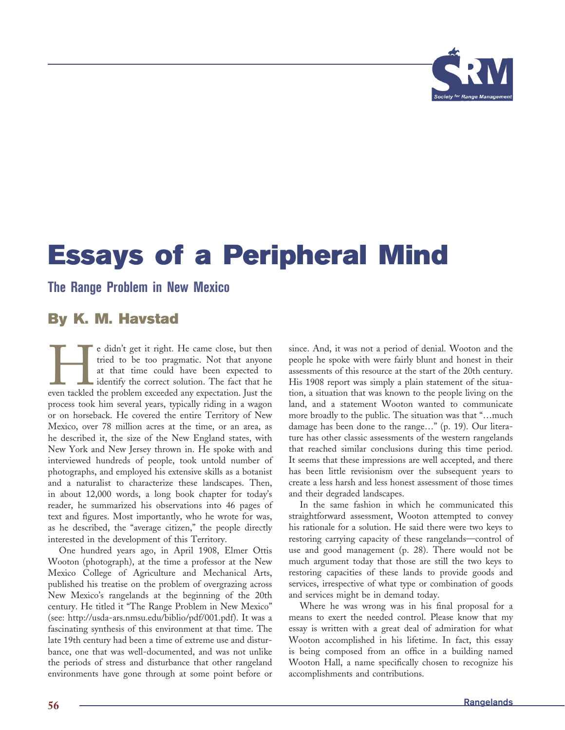# Essays of a Peripheral Mind

## The Range Problem in New Mexico

### By K. M. Havstad

He didn't get it right. He came close, but then tried to be too pragmatic. Not that anyone at that time could have been expected to identify the correct solution. The fact that he even tackled the problem exceeded any expectation. Just the process took him several years, typically riding in a wagon or on horseback. He covered the entire Territory of New Mexico, over 78 million acres at the time, or an area, as he described it, the size of the New England states, with New York and New Jersey thrown in. He spoke with and interviewed hundreds of people, took untold number of photographs, and employed his extensive skills as a botanist and a naturalist to characterize these landscapes. Then, in about 12,000 words, a long book chapter for today's reader, he summarized his observations into 46 pages of text and figures. Most importantly, who he wrote for was, as he described, the "average citizen," the people directly interested in the development of this Territory.

One hundred years ago, in April 1908, Elmer Ottis Wooton (photograph), at the time a professor at the New Mexico College of Agriculture and Mechanical Arts, published his treatise on the problem of overgrazing across New Mexico's rangelands at the beginning of the 20th century. He titled it "The Range Problem in New Mexico" (see: http://usda-ars.nmsu.edu/biblio/pdf/001.pdf). It was a fascinating synthesis of this environment at that time. The late 19th century had been a time of extreme use and disturbance, one that was well-documented, and was not unlike the periods of stress and disturbance that other rangeland environments have gone through at some point before or since. And, it was not a period of denial. Wooton and the people he spoke with were fairly blunt and honest in their assessments of this resource at the start of the 20th century. His 1908 report was simply a plain statement of the situation, a situation that was known to the people living on the land, and a statement Wooton wanted to communicate more broadly to the public. The situation was that "…much damage has been done to the range…" (p. 19). Our literature has other classic assessments of the western rangelands that reached similar conclusions during this time period. It seems that these impressions are well accepted, and there has been little revisionism over the subsequent years to create a less harsh and less honest assessment of those times and their degraded landscapes.

In the same fashion in which he communicated this straightforward assessment, Wooton attempted to convey his rationale for a solution. He said there were two keys to restoring carrying capacity of these rangelands—control of use and good management (p. 28). There would not be much argument today that those are still the two keys to restoring capacities of these lands to provide goods and services, irrespective of what type or combination of goods and services might be in demand today.

Where he was wrong was in his final proposal for a means to exert the needed control. Please know that my essay is written with a great deal of admiration for what Wooton accomplished in his lifetime. In fact, this essay is being composed from an office in a building named Wooton Hall, a name specifically chosen to recognize his accomplishments and contributions.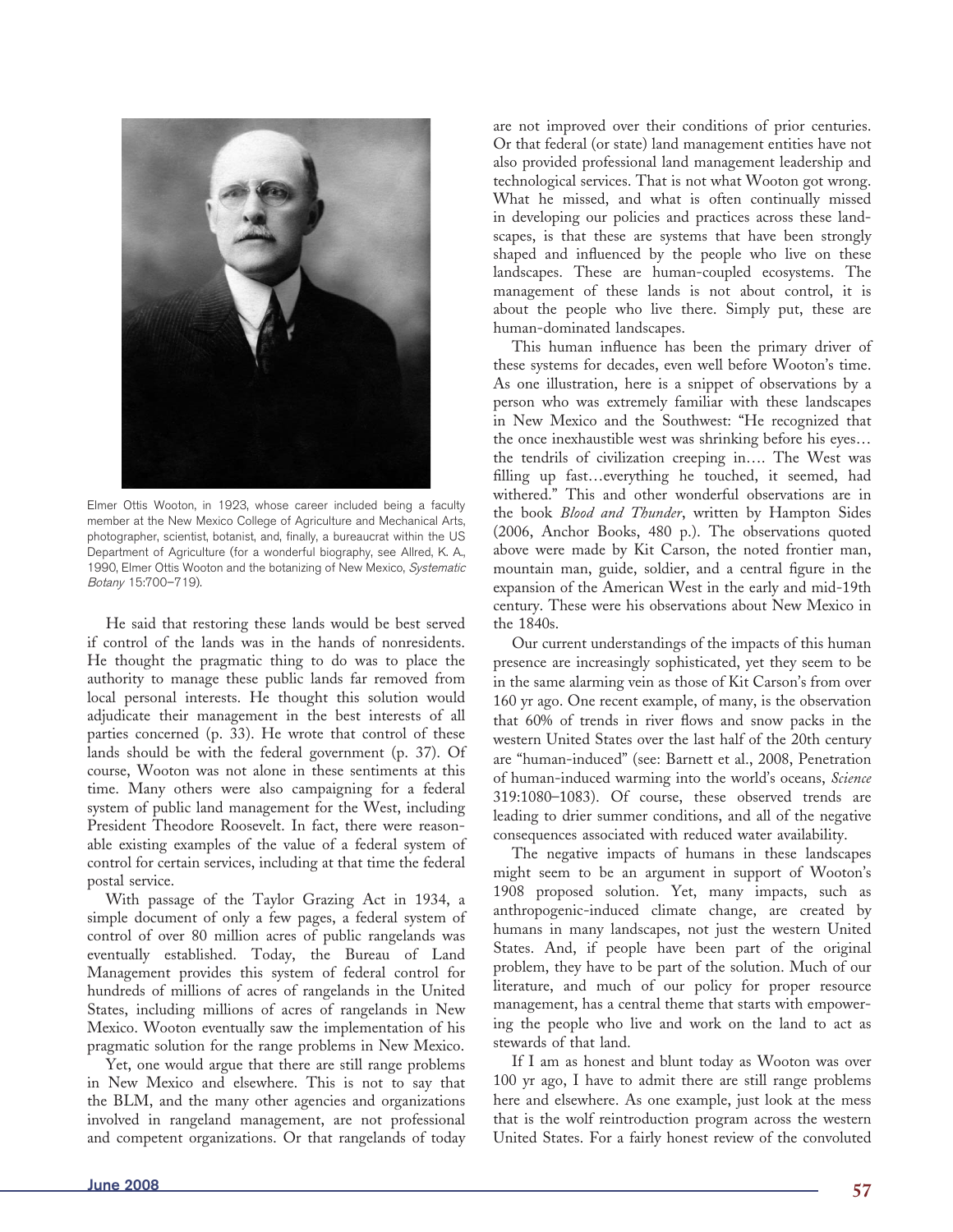Elmer Ottis Wooton, in 1923, whose career included being a faculty member at the New Mexico College of Agriculture and Mechanical Arts, photographer, scientist, botanist, and, finally, a bureaucrat within the US Department of Agriculture (for a wonderful biography, see Allred, K. A., 1990, Elmer Ottis Wooton and the botanizing of New Mexico, *Systematic Botany* 15:700–719).

He said that restoring these lands would be best served if control of the lands was in the hands of nonresidents. He thought the pragmatic thing to do was to place the authority to manage these public lands far removed from local personal interests. He thought this solution would adjudicate their management in the best interests of all parties concerned (p. 33). He wrote that control of these lands should be with the federal government (p. 37). Of course, Wooton was not alone in these sentiments at this time. Many others were also campaigning for a federal system of public land management for the West, including President Theodore Roosevelt. In fact, there were reasonable existing examples of the value of a federal system of control for certain services, including at that time the federal postal service.

With passage of the Taylor Grazing Act in 1934, a simple document of only a few pages, a federal system of control of over 80 million acres of public rangelands was eventually established. Today, the Bureau of Land Management provides this system of federal control for hundreds of millions of acres of rangelands in the United States, including millions of acres of rangelands in New Mexico. Wooton eventually saw the implementation of his pragmatic solution for the range problems in New Mexico.

Yet, one would argue that there are still range problems in New Mexico and elsewhere. This is not to say that the BLM, and the many other agencies and organizations involved in rangeland management, are not professional and competent organizations. Or that rangelands of today are not improved over their conditions of prior centuries. Or that federal (or state) land management entities have not also provided professional land management leadership and technological services. That is not what Wooton got wrong. What he missed, and what is often continually missed in developing our policies and practices across these landscapes, is that these are systems that have been strongly shaped and influenced by the people who live on these landscapes. These are human-coupled ecosystems. The management of these lands is not about control, it is about the people who live there. Simply put, these are human-dominated landscapes.

This human influence has been the primary driver of these systems for decades, even well before Wooton's time. As one illustration, here is a snippet of observations by a person who was extremely familiar with these landscapes in New Mexico and the Southwest: "He recognized that the once inexhaustible west was shrinking before his eyes… the tendrils of civilization creeping in…. The West was filling up fast…everything he touched, it seemed, had withered." This and other wonderful observations are in the book *Blood and Thunder*, written by Hampton Sides (2006, Anchor Books, 480 p.). The observations quoted above were made by Kit Carson, the noted frontier man, mountain man, guide, soldier, and a central figure in the expansion of the American West in the early and mid-19th century. These were his observations about New Mexico in the 1840s.

Our current understandings of the impacts of this human presence are increasingly sophisticated, yet they seem to be in the same alarming vein as those of Kit Carson's from over 160 yr ago. One recent example, of many, is the observation that 60% of trends in river flows and snow packs in the western United States over the last half of the 20th century are "human-induced" (see: Barnett et al., 2008, Penetration of human-induced warming into the world's oceans, *Science* 319:1080–1083). Of course, these observed trends are leading to drier summer conditions, and all of the negative consequences associated with reduced water availability.

The negative impacts of humans in these landscapes might seem to be an argument in support of Wooton's 1908 proposed solution. Yet, many impacts, such as anthropogenic-induced climate change, are created by humans in many landscapes, not just the western United States. And, if people have been part of the original problem, they have to be part of the solution. Much of our literature, and much of our policy for proper resource management, has a central theme that starts with empowering the people who live and work on the land to act as stewards of that land.

If I am as honest and blunt today as Wooton was over 100 yr ago, I have to admit there are still range problems here and elsewhere. As one example, just look at the mess that is the wolf reintroduction program across the western United States. For a fairly honest review of the convoluted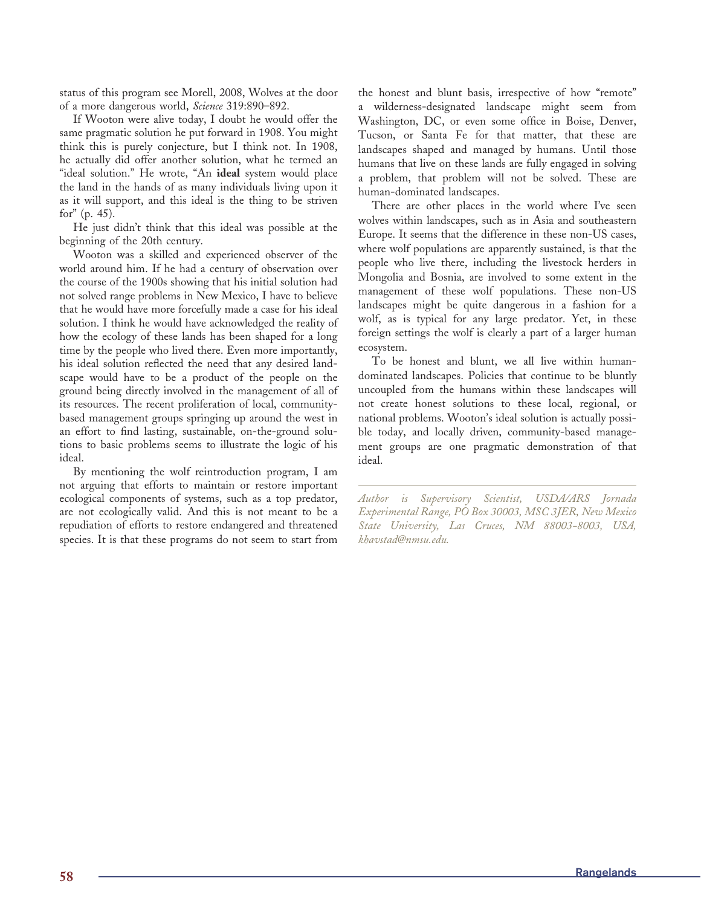status of this program see Morell, 2008, Wolves at the door of a more dangerous world, *Science* 319:890–892.

If Wooton were alive today, I doubt he would offer the same pragmatic solution he put forward in 1908. You might think this is purely conjecture, but I think not. In 1908, he actually did offer another solution, what he termed an "ideal solution." He wrote, "An **ideal** system would place the land in the hands of as many individuals living upon it as it will support, and this ideal is the thing to be striven for" (p. 45).

He just didn't think that this ideal was possible at the beginning of the 20th century.

Wooton was a skilled and experienced observer of the world around him. If he had a century of observation over the course of the 1900s showing that his initial solution had not solved range problems in New Mexico, I have to believe that he would have more forcefully made a case for his ideal solution. I think he would have acknowledged the reality of how the ecology of these lands has been shaped for a long time by the people who lived there. Even more importantly, his ideal solution reflected the need that any desired landscape would have to be a product of the people on the ground being directly involved in the management of all of its resources. The recent proliferation of local, community-based management groups springing up around the west in an effort to find lasting, sustainable, on-the-ground solutions to basic problems seems to illustrate the logic of his ideal.

By mentioning the wolf reintroduction program, I am not arguing that efforts to maintain or restore important ecological components of systems, such as a top predator, are not ecologically valid. And this is not meant to be a repudiation of efforts to restore endangered and threatened species. It is that these programs do not seem to start from the honest and blunt basis, irrespective of how "remote" a wilderness-designated landscape might seem from Washington, DC, or even some office in Boise, Denver, Tucson, or Santa Fe for that matter, that these are landscapes shaped and managed by humans. Until those humans that live on these lands are fully engaged in solving a problem, that problem will not be solved. These are human-dominated landscapes.

There are other places in the world where I've seen wolves within landscapes, such as in Asia and southeastern Europe. It seems that the difference in these non-US cases, where wolf populations are apparently sustained, is that the people who live there, including the livestock herders in Mongolia and Bosnia, are involved to some extent in the management of these wolf populations. These non-US landscapes might be quite dangerous in a fashion for a wolf, as is typical for any large predator. Yet, in these foreign settings the wolf is clearly a part of a larger human ecosystem.

To be honest and blunt, we all live within human-dominated landscapes. Policies that continue to be bluntly uncoupled from the humans within these landscapes will not create honest solutions to these local, regional, or national problems. Wooton's ideal solution is actually possible today, and locally driven, community-based management groups are one pragmatic demonstration of that ideal.

---

*Author is Supervisory Scientist, USDA/ARS Jornada Experimental Range, PO Box 30003, MSC 3JER, New Mexico State University, Las Cruces, NM 88003-8003, USA, khavstad@nmsu.edu.*